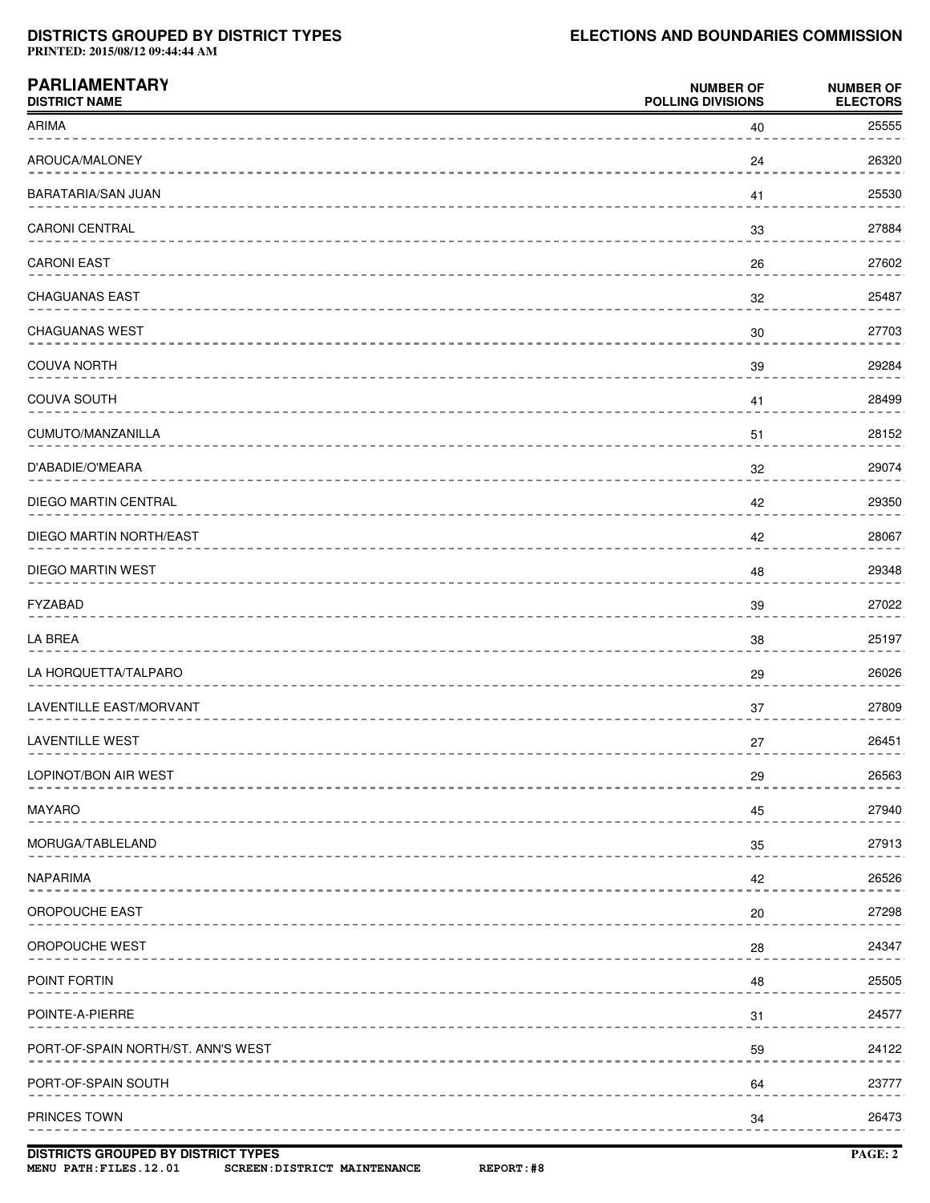| PARLIAMENTARY DISTRICT NAME | NUMBER OF POLLING DIVISIONS | NUMBER OF ELECTORS |
|---|---|---|
| ARIMA | 40 | 25555 |
| AROUCA/MALONEY | 24 | 26320 |
| BARATARIA/SAN JUAN | 41 | 25530 |
| CARONI CENTRAL | 33 | 27884 |
| CARONI EAST | 26 | 27602 |
| CHAGUANAS EAST | 32 | 25487 |
| CHAGUANAS WEST | 30 | 27703 |
| COUVA NORTH | 39 | 29284 |
| COUVA SOUTH | 41 | 28499 |
| CUMUTO/MANZANILLA | 51 | 28152 |
| D'ABADIE/O'MEARA | 32 | 29074 |
| DIEGO MARTIN CENTRAL | 42 | 29350 |
| DIEGO MARTIN NORTH/EAST | 42 | 28067 |
| DIEGO MARTIN WEST | 48 | 29348 |
| FYZABAD | 39 | 27022 |
| LA BREA | 38 | 25197 |
| LA HORQUETTA/TALPARO | 29 | 26026 |
| LAVENTILLE EAST/MORVANT | 37 | 27809 |
| LAVENTILLE WEST | 27 | 26451 |
| LOPINOT/BON AIR WEST | 29 | 26563 |
| MAYARO | 45 | 27940 |
| MORUGA/TABLELAND | 35 | 27913 |
| NAPARIMA | 42 | 26526 |
| OROPOUCHE EAST | 20 | 27298 |
| OROPOUCHE WEST | 28 | 24347 |
| POINT FORTIN | 48 | 25505 |
| POINTE-A-PIERRE | 31 | 24577 |
| PORT-OF-SPAIN NORTH/ST. ANN'S WEST | 59 | 24122 |
| PORT-OF-SPAIN SOUTH | 64 | 23777 |
| PRINCES TOWN | 34 | 26473 |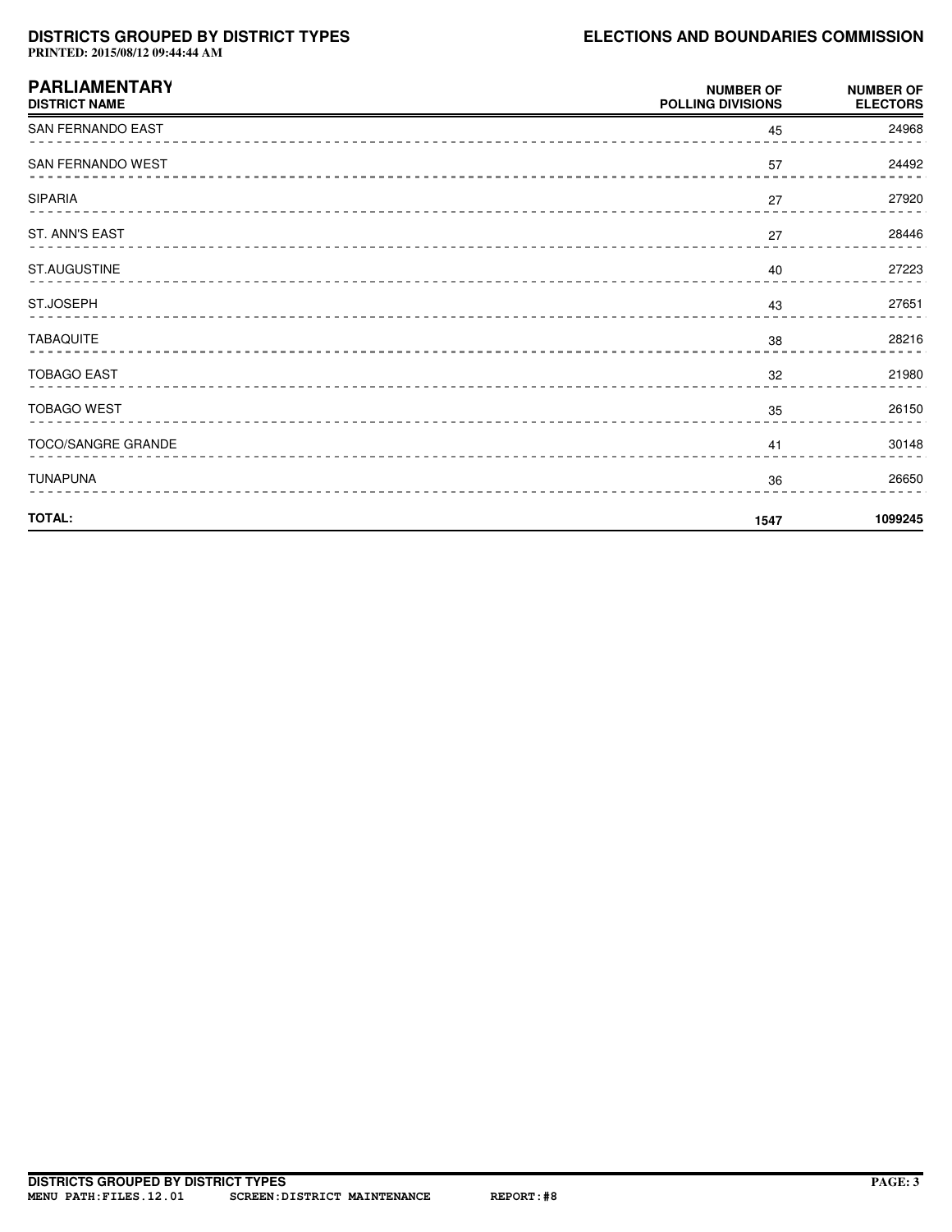| PARLIAMENTARY DISTRICT NAME | NUMBER OF POLLING DIVISIONS | NUMBER OF ELECTORS |
|---|---|---|
| SAN FERNANDO EAST | 45 | 24968 |
| SAN FERNANDO WEST | 57 | 24492 |
| SIPARIA | 27 | 27920 |
| ST. ANN'S EAST | 27 | 28446 |
| ST.AUGUSTINE | 40 | 27223 |
| ST.JOSEPH | 43 | 27651 |
| TABAQUITE | 38 | 28216 |
| TOBAGO EAST | 32 | 21980 |
| TOBAGO WEST | 35 | 26150 |
| TOCO/SANGRE GRANDE | 41 | 30148 |
| TUNAPUNA | 36 | 26650 |
| **TOTAL:** | **1547** | **1099245** |